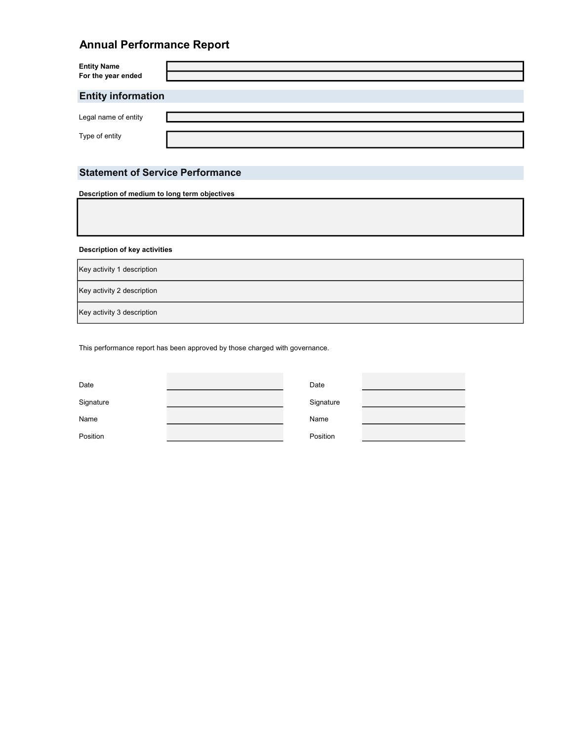# Annual Performance Report

| | |
|---|---|
| **Entity Name** | |
| **For the year ended** | |

## Entity information

| | |
|---|---|
| Legal name of entity | |
| Type of entity | |

## Statement of Service Performance

**Description of medium to long term objectives**

| |
|---|
| |

**Description of key activities**

| |
|---|
| Key activity 1 description |
| Key activity 2 description |
| Key activity 3 description |

This performance report has been approved by those charged with governance.

| | | | |
|---|---|---|---|
| Date | | Date | |
| Signature | | Signature | |
| Name | | Name | |
| Position | | Position | |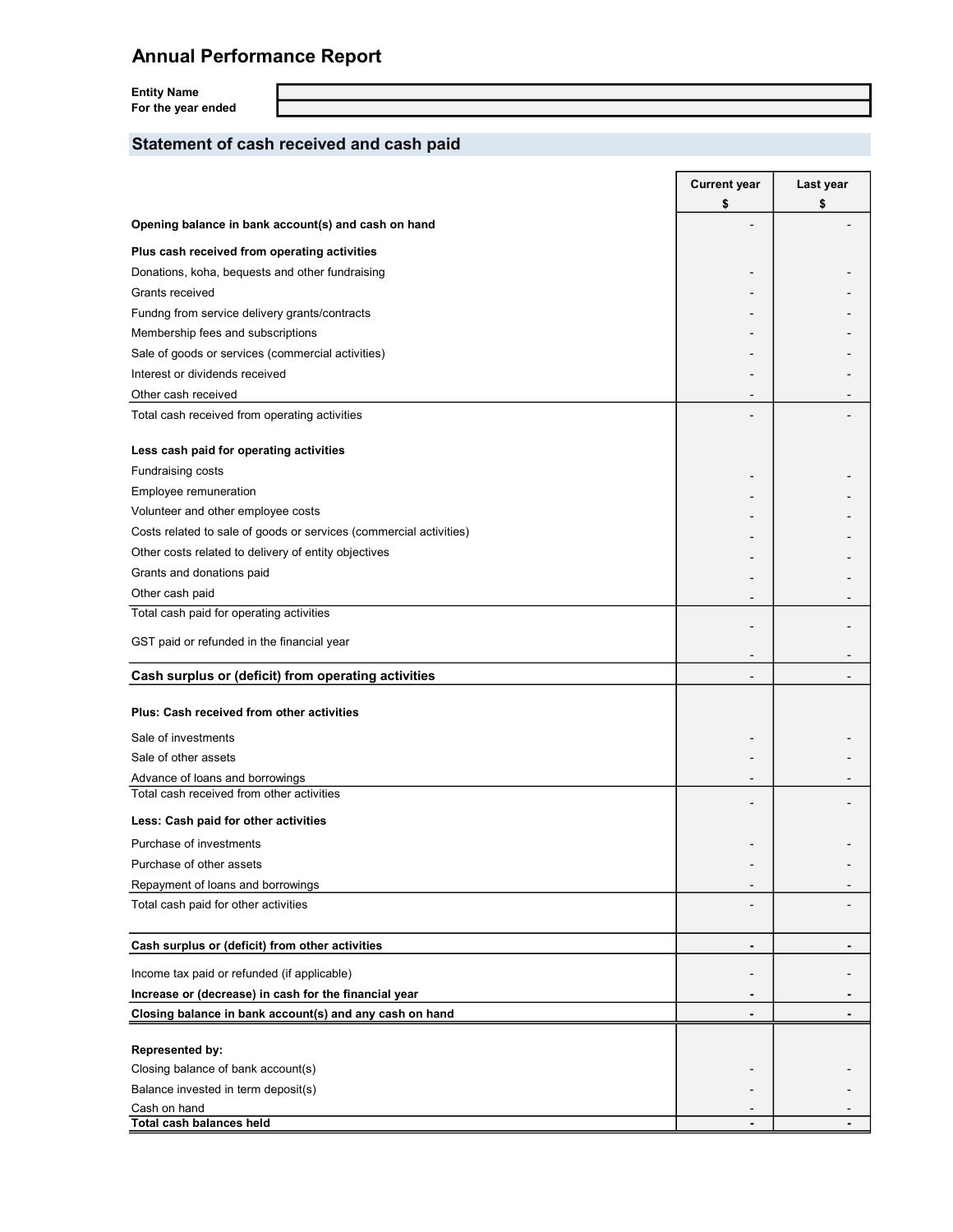# Annual Performance Report

| | |
|---|---|
| **Entity Name** | |
| **For the year ended** | |

## Statement of cash received and cash paid

| | Current year $ | Last year $ |
|---|---|---|
| **Opening balance in bank account(s) and cash on hand** | - | - |
| **Plus cash received from operating activities** | | |
| Donations, koha, bequests and other fundraising | - | - |
| Grants received | - | - |
| Fundng from service delivery grants/contracts | - | - |
| Membership fees and subscriptions | - | - |
| Sale of goods or services (commercial activities) | - | - |
| Interest or dividends received | - | - |
| Other cash received | - | - |
| Total cash received from operating activities | - | - |
| **Less cash paid for operating activities** | | |
| Fundraising costs | - | - |
| Employee remuneration | - | - |
| Volunteer and other employee costs | - | - |
| Costs related to sale of goods or services (commercial activities) | - | - |
| Other costs related to delivery of entity objectives | - | - |
| Grants and donations paid | - | - |
| Other cash paid | - | - |
| Total cash paid for operating activities | - | - |
| GST paid or refunded in the financial year | - | - |
| **Cash surplus or (deficit) from operating activities** | - | - |
| **Plus: Cash received from other activities** | | |
| Sale of investments | - | - |
| Sale of other assets | - | - |
| Advance of loans and borrowings | - | - |
| Total cash received from other activities | - | - |
| **Less: Cash paid for other activities** | | |
| Purchase of investments | - | - |
| Purchase of other assets | - | - |
| Repayment of loans and borrowings | - | - |
| Total cash paid for other activities | - | - |
| **Cash surplus or (deficit) from other activities** | **-** | **-** |
| Income tax paid or refunded (if applicable) | - | - |
| **Increase or (decrease) in cash for the financial year** | **-** | **-** |
| **Closing balance in bank account(s) and any cash on hand** | **-** | **-** |
| **Represented by:** | | |
| Closing balance of bank account(s) | - | - |
| Balance invested in term deposit(s) | - | - |
| Cash on hand | - | - |
| **Total cash balances held** | **-** | **-** |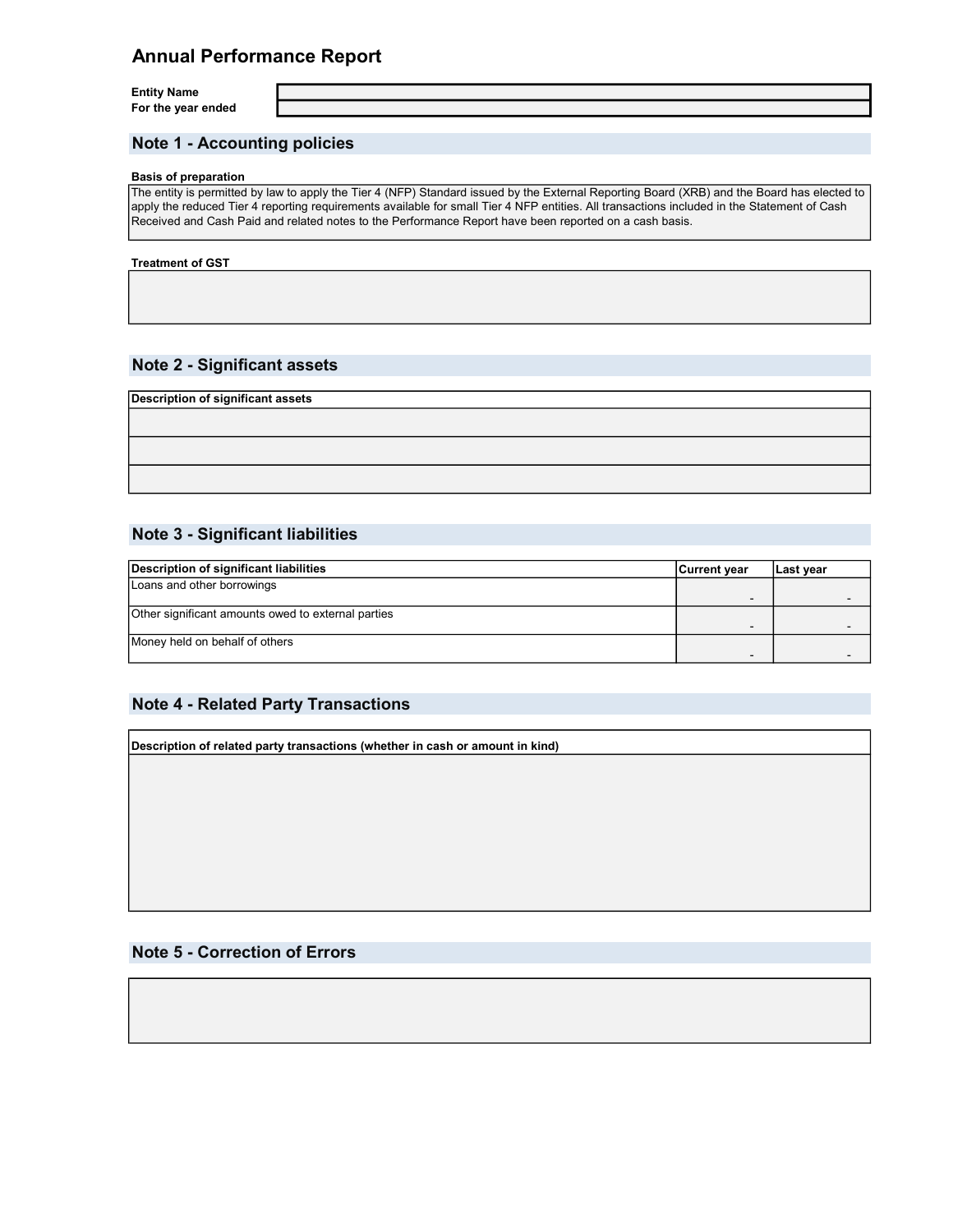# Annual Performance Report

| | |
|---|---|
| **Entity Name** | |
| **For the year ended** | |

## Note 1 - Accounting policies

**Basis of preparation**

The entity is permitted by law to apply the Tier 4 (NFP) Standard issued by the External Reporting Board (XRB) and the Board has elected to apply the reduced Tier 4 reporting requirements available for small Tier 4 NFP entities. All transactions included in the Statement of Cash Received and Cash Paid and related notes to the Performance Report have been reported on a cash basis.

**Treatment of GST**

## Note 2 - Significant assets

| **Description of significant assets** |
|---|
| |
| |
| |

## Note 3 - Significant liabilities

| **Description of significant liabilities** | **Current year** | **Last year** |
|---|---|---|
| Loans and other borrowings | - | - |
| Other significant amounts owed to external parties | - | - |
| Money held on behalf of others | - | - |

## Note 4 - Related Party Transactions

| **Description of related party transactions (whether in cash or amount in kind)** |
|---|
| |

## Note 5 - Correction of Errors